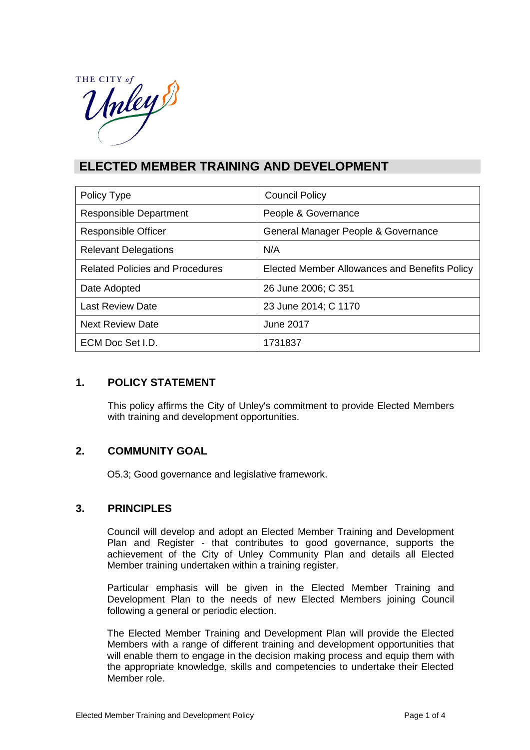THE CITY of Unley

# ELECTED MEMBER TRAINING AND DEVELOPMENT

| Policy Type | Council Policy |
|---|---|
| Responsible Department | People & Governance |
| Responsible Officer | General Manager People & Governance |
| Relevant Delegations | N/A |
| Related Policies and Procedures | Elected Member Allowances and Benefits Policy |
| Date Adopted | 26 June 2006; C 351 |
| Last Review Date | 23 June 2014; C 1170 |
| Next Review Date | June 2017 |
| ECM Doc Set I.D. | 1731837 |

## 1. POLICY STATEMENT

This policy affirms the City of Unley's commitment to provide Elected Members with training and development opportunities.

## 2. COMMUNITY GOAL

O5.3; Good governance and legislative framework.

## 3. PRINCIPLES

Council will develop and adopt an Elected Member Training and Development Plan and Register - that contributes to good governance, supports the achievement of the City of Unley Community Plan and details all Elected Member training undertaken within a training register.

Particular emphasis will be given in the Elected Member Training and Development Plan to the needs of new Elected Members joining Council following a general or periodic election.

The Elected Member Training and Development Plan will provide the Elected Members with a range of different training and development opportunities that will enable them to engage in the decision making process and equip them with the appropriate knowledge, skills and competencies to undertake their Elected Member role.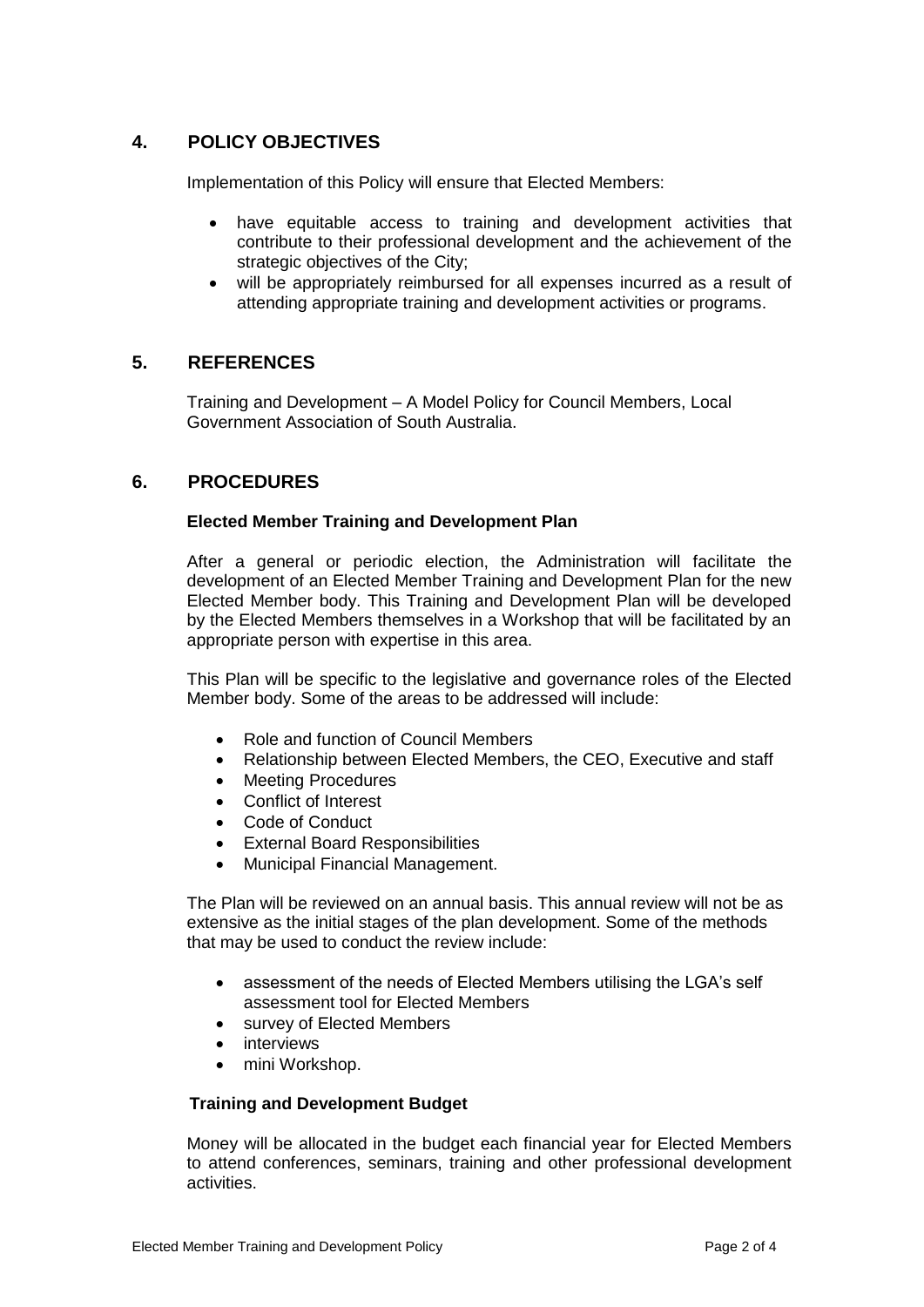## 4. POLICY OBJECTIVES

Implementation of this Policy will ensure that Elected Members:

- have equitable access to training and development activities that contribute to their professional development and the achievement of the strategic objectives of the City;
- will be appropriately reimbursed for all expenses incurred as a result of attending appropriate training and development activities or programs.

## 5. REFERENCES

Training and Development – A Model Policy for Council Members, Local Government Association of South Australia.

## 6. PROCEDURES

**Elected Member Training and Development Plan**

After a general or periodic election, the Administration will facilitate the development of an Elected Member Training and Development Plan for the new Elected Member body. This Training and Development Plan will be developed by the Elected Members themselves in a Workshop that will be facilitated by an appropriate person with expertise in this area.

This Plan will be specific to the legislative and governance roles of the Elected Member body. Some of the areas to be addressed will include:

- Role and function of Council Members
- Relationship between Elected Members, the CEO, Executive and staff
- Meeting Procedures
- Conflict of Interest
- Code of Conduct
- External Board Responsibilities
- Municipal Financial Management.

The Plan will be reviewed on an annual basis. This annual review will not be as extensive as the initial stages of the plan development. Some of the methods that may be used to conduct the review include:

- assessment of the needs of Elected Members utilising the LGA's self assessment tool for Elected Members
- survey of Elected Members
- interviews
- mini Workshop.

**Training and Development Budget**

Money will be allocated in the budget each financial year for Elected Members to attend conferences, seminars, training and other professional development activities.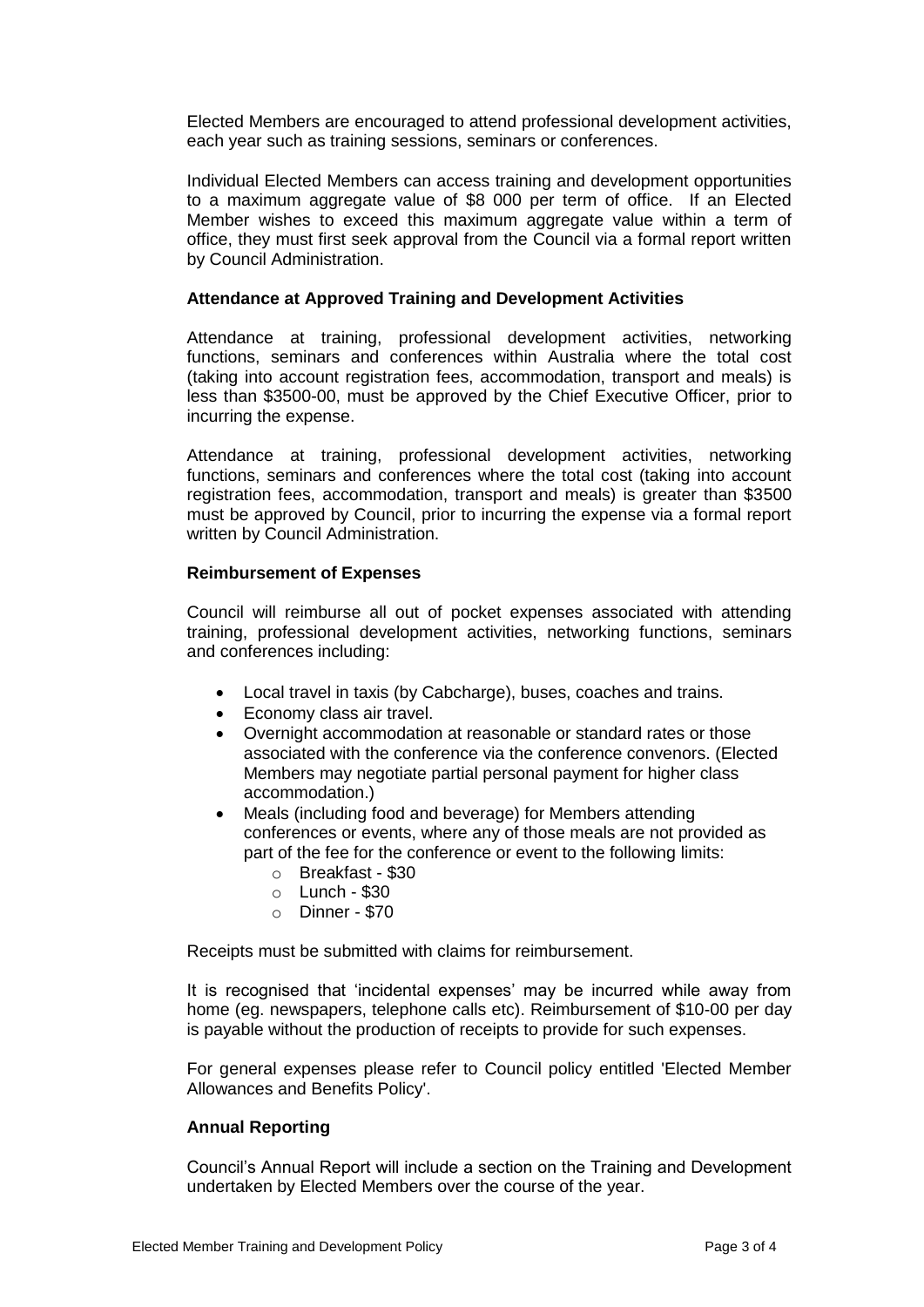Elected Members are encouraged to attend professional development activities, each year such as training sessions, seminars or conferences.

Individual Elected Members can access training and development opportunities to a maximum aggregate value of $8 000 per term of office. If an Elected Member wishes to exceed this maximum aggregate value within a term of office, they must first seek approval from the Council via a formal report written by Council Administration.

**Attendance at Approved Training and Development Activities**

Attendance at training, professional development activities, networking functions, seminars and conferences within Australia where the total cost (taking into account registration fees, accommodation, transport and meals) is less than $3500-00, must be approved by the Chief Executive Officer, prior to incurring the expense.

Attendance at training, professional development activities, networking functions, seminars and conferences where the total cost (taking into account registration fees, accommodation, transport and meals) is greater than $3500 must be approved by Council, prior to incurring the expense via a formal report written by Council Administration.

**Reimbursement of Expenses**

Council will reimburse all out of pocket expenses associated with attending training, professional development activities, networking functions, seminars and conferences including:

- Local travel in taxis (by Cabcharge), buses, coaches and trains.
- Economy class air travel.
- Overnight accommodation at reasonable or standard rates or those associated with the conference via the conference convenors. (Elected Members may negotiate partial personal payment for higher class accommodation.)
- Meals (including food and beverage) for Members attending conferences or events, where any of those meals are not provided as part of the fee for the conference or event to the following limits:
    - Breakfast - $30
    - Lunch - $30
    - Dinner - $70

Receipts must be submitted with claims for reimbursement.

It is recognised that 'incidental expenses' may be incurred while away from home (eg. newspapers, telephone calls etc). Reimbursement of $10-00 per day is payable without the production of receipts to provide for such expenses.

For general expenses please refer to Council policy entitled 'Elected Member Allowances and Benefits Policy'.

**Annual Reporting**

Council's Annual Report will include a section on the Training and Development undertaken by Elected Members over the course of the year.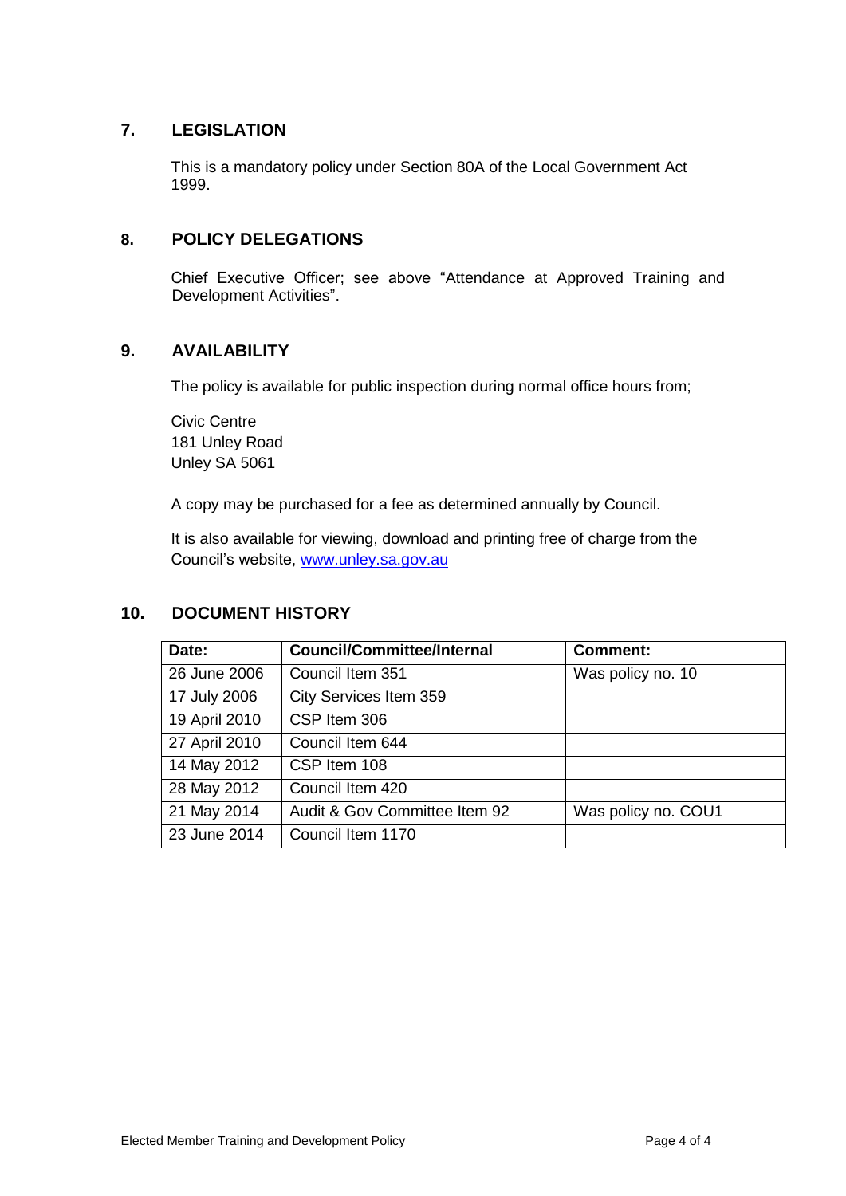## 7. LEGISLATION

This is a mandatory policy under Section 80A of the Local Government Act 1999.

## 8. POLICY DELEGATIONS

Chief Executive Officer; see above "Attendance at Approved Training and Development Activities".

## 9. AVAILABILITY

The policy is available for public inspection during normal office hours from;

Civic Centre
181 Unley Road
Unley SA 5061

A copy may be purchased for a fee as determined annually by Council.

It is also available for viewing, download and printing free of charge from the Council's website, [www.unley.sa.gov.au](http://www.unley.sa.gov.au)

## 10. DOCUMENT HISTORY

| Date: | Council/Committee/Internal | Comment: |
|---|---|---|
| 26 June 2006 | Council Item 351 | Was policy no. 10 |
| 17 July 2006 | City Services Item 359 | |
| 19 April 2010 | CSP Item 306 | |
| 27 April 2010 | Council Item 644 | |
| 14 May 2012 | CSP Item 108 | |
| 28 May 2012 | Council Item 420 | |
| 21 May 2014 | Audit & Gov Committee Item 92 | Was policy no. COU1 |
| 23 June 2014 | Council Item 1170 | |